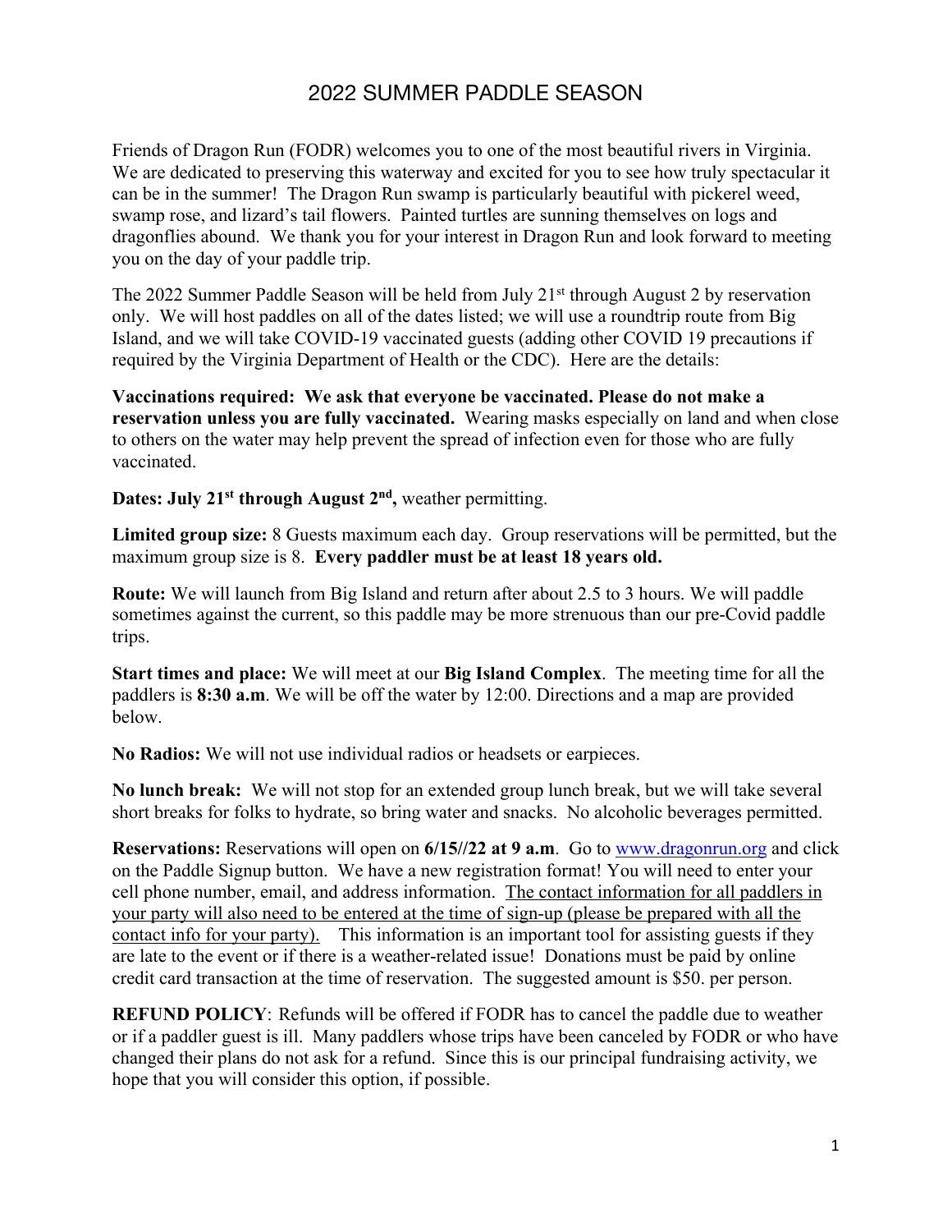# 2022 SUMMER PADDLE SEASON

Friends of Dragon Run (FODR) welcomes you to one of the most beautiful rivers in Virginia. We are dedicated to preserving this waterway and excited for you to see how truly spectacular it can be in the summer! The Dragon Run swamp is particularly beautiful with pickerel weed, swamp rose, and lizard's tail flowers. Painted turtles are sunning themselves on logs and dragonflies abound. We thank you for your interest in Dragon Run and look forward to meeting you on the day of your paddle trip.

The 2022 Summer Paddle Season will be held from July 21st through August 2 by reservation only. We will host paddles on all of the dates listed; we will use a roundtrip route from Big Island, and we will take COVID-19 vaccinated guests (adding other COVID 19 precautions if required by the Virginia Department of Health or the CDC). Here are the details:

**Vaccinations required: We ask that everyone be vaccinated. Please do not make a reservation unless you are fully vaccinated.** Wearing masks especially on land and when close to others on the water may help prevent the spread of infection even for those who are fully vaccinated.

**Dates: July 21st through August 2nd,** weather permitting.

**Limited group size:** 8 Guests maximum each day. Group reservations will be permitted, but the maximum group size is 8. **Every paddler must be at least 18 years old.**

**Route:** We will launch from Big Island and return after about 2.5 to 3 hours. We will paddle sometimes against the current, so this paddle may be more strenuous than our pre-Covid paddle trips.

**Start times and place:** We will meet at our **Big Island Complex**. The meeting time for all the paddlers is **8:30 a.m**. We will be off the water by 12:00. Directions and a map are provided below.

**No Radios:** We will not use individual radios or headsets or earpieces.

**No lunch break:** We will not stop for an extended group lunch break, but we will take several short breaks for folks to hydrate, so bring water and snacks. No alcoholic beverages permitted.

**Reservations:** Reservations will open on **6/15//22 at 9 a.m**. Go to www.dragonrun.org and click on the Paddle Signup button. We have a new registration format! You will need to enter your cell phone number, email, and address information. The contact information for all paddlers in your party will also need to be entered at the time of sign-up (please be prepared with all the contact info for your party). This information is an important tool for assisting guests if they are late to the event or if there is a weather-related issue! Donations must be paid by online credit card transaction at the time of reservation. The suggested amount is $50. per person.

**REFUND POLICY**: Refunds will be offered if FODR has to cancel the paddle due to weather or if a paddler guest is ill. Many paddlers whose trips have been canceled by FODR or who have changed their plans do not ask for a refund. Since this is our principal fundraising activity, we hope that you will consider this option, if possible.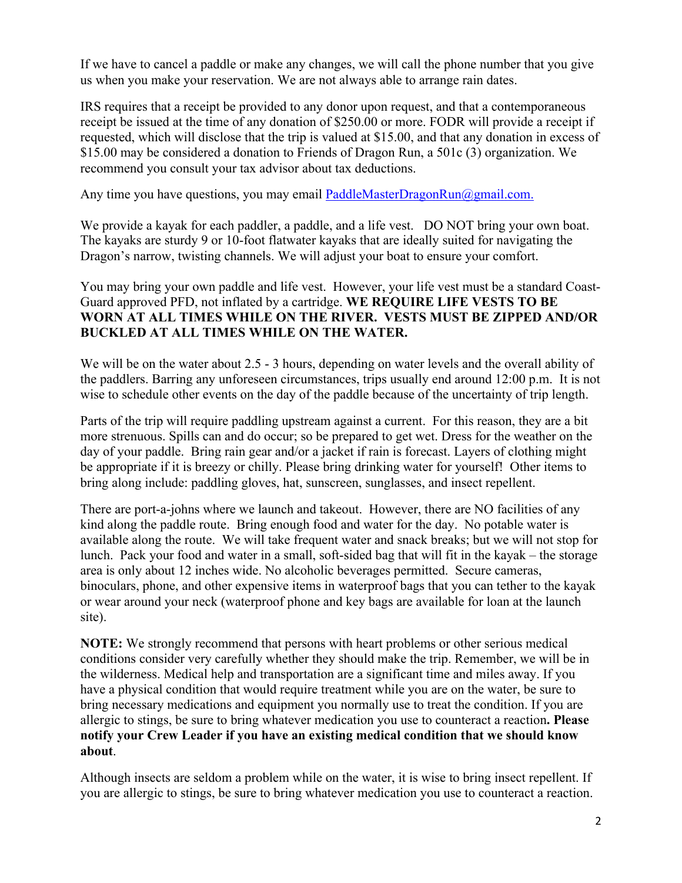If we have to cancel a paddle or make any changes, we will call the phone number that you give us when you make your reservation. We are not always able to arrange rain dates.

IRS requires that a receipt be provided to any donor upon request, and that a contemporaneous receipt be issued at the time of any donation of $250.00 or more. FODR will provide a receipt if requested, which will disclose that the trip is valued at $15.00, and that any donation in excess of $15.00 may be considered a donation to Friends of Dragon Run, a 501c (3) organization. We recommend you consult your tax advisor about tax deductions.

Any time you have questions, you may email [PaddleMasterDragonRun@gmail.com.](mailto:PaddleMasterDragonRun@gmail.com)

We provide a kayak for each paddler, a paddle, and a life vest. DO NOT bring your own boat. The kayaks are sturdy 9 or 10-foot flatwater kayaks that are ideally suited for navigating the Dragon's narrow, twisting channels. We will adjust your boat to ensure your comfort.

You may bring your own paddle and life vest. However, your life vest must be a standard Coast-Guard approved PFD, not inflated by a cartridge. **WE REQUIRE LIFE VESTS TO BE WORN AT ALL TIMES WHILE ON THE RIVER. VESTS MUST BE ZIPPED AND/OR BUCKLED AT ALL TIMES WHILE ON THE WATER.**

We will be on the water about 2.5 - 3 hours, depending on water levels and the overall ability of the paddlers. Barring any unforeseen circumstances, trips usually end around 12:00 p.m. It is not wise to schedule other events on the day of the paddle because of the uncertainty of trip length.

Parts of the trip will require paddling upstream against a current. For this reason, they are a bit more strenuous. Spills can and do occur; so be prepared to get wet. Dress for the weather on the day of your paddle. Bring rain gear and/or a jacket if rain is forecast. Layers of clothing might be appropriate if it is breezy or chilly. Please bring drinking water for yourself! Other items to bring along include: paddling gloves, hat, sunscreen, sunglasses, and insect repellent.

There are port-a-johns where we launch and takeout. However, there are NO facilities of any kind along the paddle route. Bring enough food and water for the day. No potable water is available along the route. We will take frequent water and snack breaks; but we will not stop for lunch. Pack your food and water in a small, soft-sided bag that will fit in the kayak – the storage area is only about 12 inches wide. No alcoholic beverages permitted. Secure cameras, binoculars, phone, and other expensive items in waterproof bags that you can tether to the kayak or wear around your neck (waterproof phone and key bags are available for loan at the launch site).

**NOTE:** We strongly recommend that persons with heart problems or other serious medical conditions consider very carefully whether they should make the trip. Remember, we will be in the wilderness. Medical help and transportation are a significant time and miles away. If you have a physical condition that would require treatment while you are on the water, be sure to bring necessary medications and equipment you normally use to treat the condition. If you are allergic to stings, be sure to bring whatever medication you use to counteract a reaction**. Please notify your Crew Leader if you have an existing medical condition that we should know about**.

Although insects are seldom a problem while on the water, it is wise to bring insect repellent. If you are allergic to stings, be sure to bring whatever medication you use to counteract a reaction.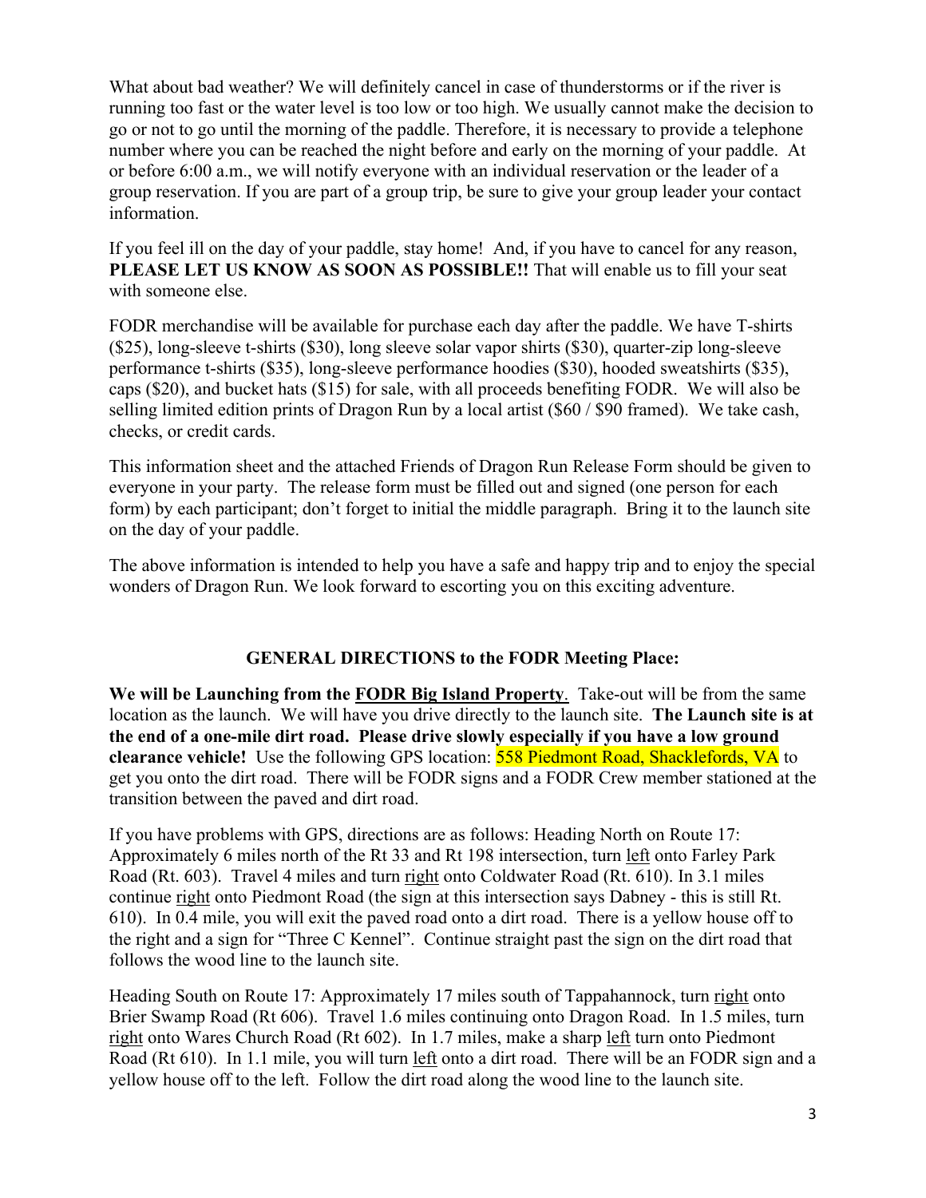What about bad weather? We will definitely cancel in case of thunderstorms or if the river is running too fast or the water level is too low or too high. We usually cannot make the decision to go or not to go until the morning of the paddle. Therefore, it is necessary to provide a telephone number where you can be reached the night before and early on the morning of your paddle. At or before 6:00 a.m., we will notify everyone with an individual reservation or the leader of a group reservation. If you are part of a group trip, be sure to give your group leader your contact information.

If you feel ill on the day of your paddle, stay home! And, if you have to cancel for any reason, **PLEASE LET US KNOW AS SOON AS POSSIBLE!!** That will enable us to fill your seat with someone else.

FODR merchandise will be available for purchase each day after the paddle. We have T-shirts ($25), long-sleeve t-shirts ($30), long sleeve solar vapor shirts ($30), quarter-zip long-sleeve performance t-shirts ($35), long-sleeve performance hoodies ($30), hooded sweatshirts ($35), caps ($20), and bucket hats ($15) for sale, with all proceeds benefiting FODR. We will also be selling limited edition prints of Dragon Run by a local artist ($60 / $90 framed). We take cash, checks, or credit cards.

This information sheet and the attached Friends of Dragon Run Release Form should be given to everyone in your party. The release form must be filled out and signed (one person for each form) by each participant; don't forget to initial the middle paragraph. Bring it to the launch site on the day of your paddle.

The above information is intended to help you have a safe and happy trip and to enjoy the special wonders of Dragon Run. We look forward to escorting you on this exciting adventure.

## GENERAL DIRECTIONS to the FODR Meeting Place:

**We will be Launching from the FODR Big Island Property**. Take-out will be from the same location as the launch. We will have you drive directly to the launch site. **The Launch site is at the end of a one-mile dirt road. Please drive slowly especially if you have a low ground clearance vehicle!** Use the following GPS location: 558 Piedmont Road, Shacklefords, VA to get you onto the dirt road. There will be FODR signs and a FODR Crew member stationed at the transition between the paved and dirt road.

If you have problems with GPS, directions are as follows: Heading North on Route 17: Approximately 6 miles north of the Rt 33 and Rt 198 intersection, turn left onto Farley Park Road (Rt. 603). Travel 4 miles and turn right onto Coldwater Road (Rt. 610). In 3.1 miles continue right onto Piedmont Road (the sign at this intersection says Dabney - this is still Rt. 610). In 0.4 mile, you will exit the paved road onto a dirt road. There is a yellow house off to the right and a sign for "Three C Kennel". Continue straight past the sign on the dirt road that follows the wood line to the launch site.

Heading South on Route 17: Approximately 17 miles south of Tappahannock, turn right onto Brier Swamp Road (Rt 606). Travel 1.6 miles continuing onto Dragon Road. In 1.5 miles, turn right onto Wares Church Road (Rt 602). In 1.7 miles, make a sharp left turn onto Piedmont Road (Rt 610). In 1.1 mile, you will turn left onto a dirt road. There will be an FODR sign and a yellow house off to the left. Follow the dirt road along the wood line to the launch site.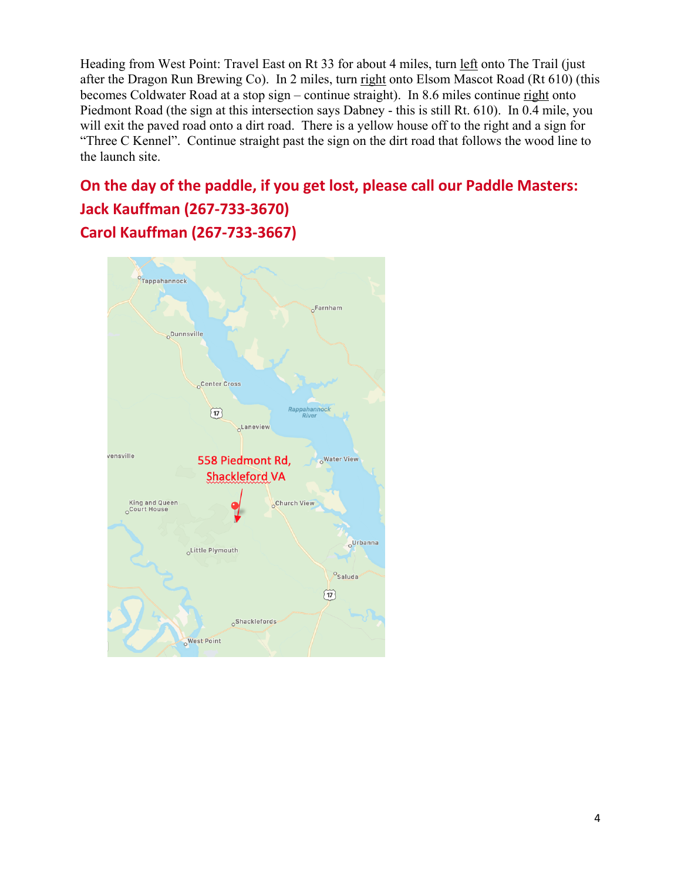Heading from West Point: Travel East on Rt 33 for about 4 miles, turn left onto The Trail (just after the Dragon Run Brewing Co). In 2 miles, turn right onto Elsom Mascot Road (Rt 610) (this becomes Coldwater Road at a stop sign – continue straight). In 8.6 miles continue right onto Piedmont Road (the sign at this intersection says Dabney - this is still Rt. 610). In 0.4 mile, you will exit the paved road onto a dirt road. There is a yellow house off to the right and a sign for "Three C Kennel". Continue straight past the sign on the dirt road that follows the wood line to the launch site.

**On the day of the paddle, if you get lost, please call our Paddle Masters:**
**Jack Kauffman (267-733-3670)**
**Carol Kauffman (267-733-3667)**

558 Piedmont Rd, Shackleford VA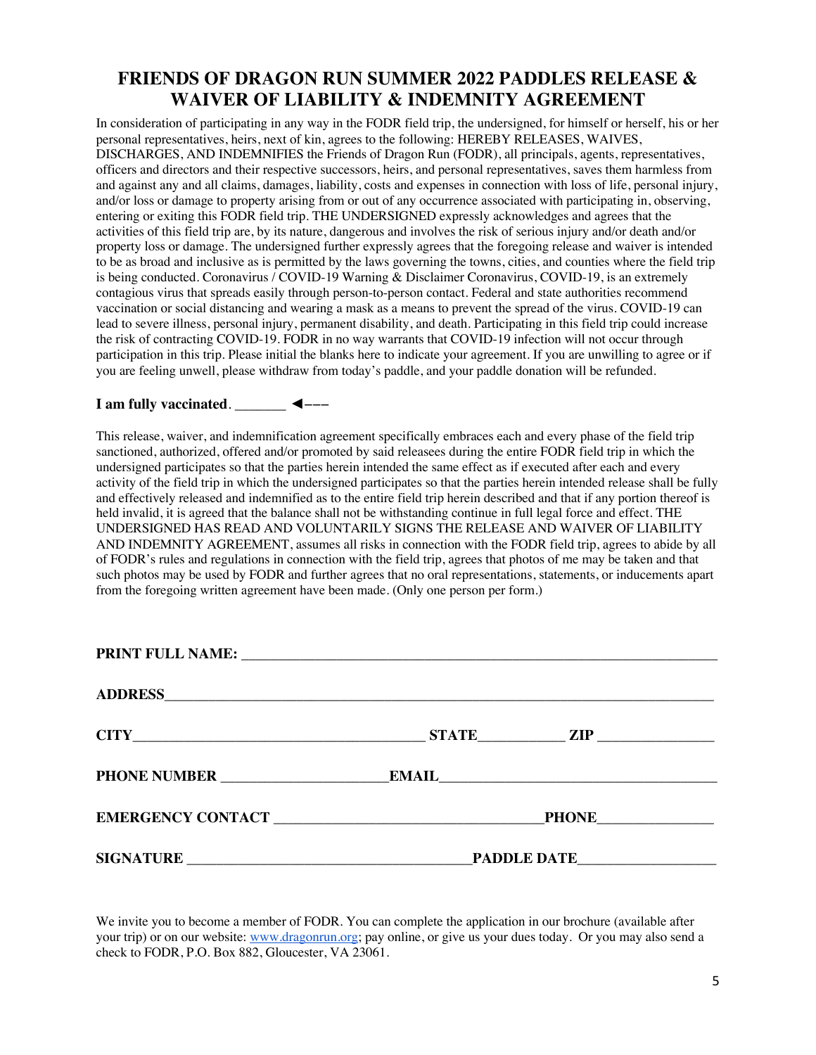# FRIENDS OF DRAGON RUN SUMMER 2022 PADDLES RELEASE & WAIVER OF LIABILITY & INDEMNITY AGREEMENT

In consideration of participating in any way in the FODR field trip, the undersigned, for himself or herself, his or her personal representatives, heirs, next of kin, agrees to the following: HEREBY RELEASES, WAIVES, DISCHARGES, AND INDEMNIFIES the Friends of Dragon Run (FODR), all principals, agents, representatives, officers and directors and their respective successors, heirs, and personal representatives, saves them harmless from and against any and all claims, damages, liability, costs and expenses in connection with loss of life, personal injury, and/or loss or damage to property arising from or out of any occurrence associated with participating in, observing, entering or exiting this FODR field trip. THE UNDERSIGNED expressly acknowledges and agrees that the activities of this field trip are, by its nature, dangerous and involves the risk of serious injury and/or death and/or property loss or damage. The undersigned further expressly agrees that the foregoing release and waiver is intended to be as broad and inclusive as is permitted by the laws governing the towns, cities, and counties where the field trip is being conducted. Coronavirus / COVID-19 Warning & Disclaimer Coronavirus, COVID-19, is an extremely contagious virus that spreads easily through person-to-person contact. Federal and state authorities recommend vaccination or social distancing and wearing a mask as a means to prevent the spread of the virus. COVID-19 can lead to severe illness, personal injury, permanent disability, and death. Participating in this field trip could increase the risk of contracting COVID-19. FODR in no way warrants that COVID-19 infection will not occur through participation in this trip. Please initial the blanks here to indicate your agreement. If you are unwilling to agree or if you are feeling unwell, please withdraw from today's paddle, and your paddle donation will be refunded.

**I am fully vaccinated**. _______ ◄---

This release, waiver, and indemnification agreement specifically embraces each and every phase of the field trip sanctioned, authorized, offered and/or promoted by said releasees during the entire FODR field trip in which the undersigned participates so that the parties herein intended the same effect as if executed after each and every activity of the field trip in which the undersigned participates so that the parties herein intended release shall be fully and effectively released and indemnified as to the entire field trip herein described and that if any portion thereof is held invalid, it is agreed that the balance shall not be withstanding continue in full legal force and effect. THE UNDERSIGNED HAS READ AND VOLUNTARILY SIGNS THE RELEASE AND WAIVER OF LIABILITY AND INDEMNITY AGREEMENT, assumes all risks in connection with the FODR field trip, agrees to abide by all of FODR's rules and regulations in connection with the field trip, agrees that photos of me may be taken and that such photos may be used by FODR and further agrees that no oral representations, statements, or inducements apart from the foregoing written agreement have been made. (Only one person per form.)

**PRINT FULL NAME:** ______________________________________________________________

**ADDRESS**______________________________________________________________________

**CITY**_____________________________________ **STATE**___________ **ZIP** _______________

**PHONE NUMBER** _____________________**EMAIL**___________________________________

**EMERGENCY CONTACT** __________________________________**PHONE**_______________

**SIGNATURE** ____________________________________**PADDLE DATE**_________________

We invite you to become a member of FODR. You can complete the application in our brochure (available after your trip) or on our website: www.dragonrun.org; pay online, or give us your dues today. Or you may also send a check to FODR, P.O. Box 882, Gloucester, VA 23061.